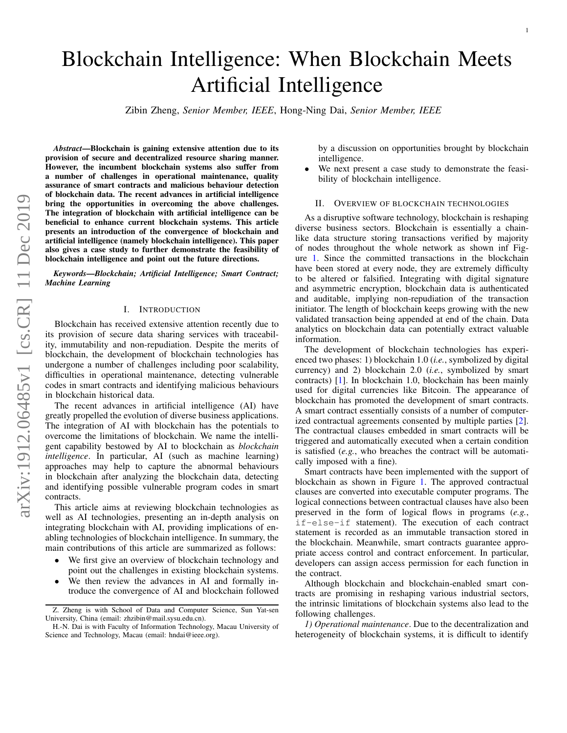# Blockchain Intelligence: When Blockchain Meets Artificial Intelligence

Zibin Zheng, *Senior Member, IEEE*, Hong-Ning Dai, *Senior Member, IEEE*

***Abstract*—Blockchain is gaining extensive attention due to its provision of secure and decentralized resource sharing manner. However, the incumbent blockchain systems also suffer from a number of challenges in operational maintenance, quality assurance of smart contracts and malicious behaviour detection of blockchain data. The recent advances in artificial intelligence bring the opportunities in overcoming the above challenges. The integration of blockchain with artificial intelligence can be beneficial to enhance current blockchain systems. This article presents an introduction of the convergence of blockchain and artificial intelligence (namely blockchain intelligence). This paper also gives a case study to further demonstrate the feasibility of blockchain intelligence and point out the future directions.**

***Keywords*—Blockchain; Artificial Intelligence; Smart Contract; Machine Learning**

## I. Introduction

Blockchain has received extensive attention recently due to its provision of secure data sharing services with traceability, immutability and non-repudiation. Despite the merits of blockchain, the development of blockchain technologies has undergone a number of challenges including poor scalability, difficulties in operational maintenance, detecting vulnerable codes in smart contracts and identifying malicious behaviours in blockchain historical data.

The recent advances in artificial intelligence (AI) have greatly propelled the evolution of diverse business applications. The integration of AI with blockchain has the potentials to overcome the limitations of blockchain. We name the intelligent capability bestowed by AI to blockchain as *blockchain intelligence*. In particular, AI (such as machine learning) approaches may help to capture the abnormal behaviours in blockchain after analyzing the blockchain data, detecting and identifying possible vulnerable program codes in smart contracts.

This article aims at reviewing blockchain technologies as well as AI technologies, presenting an in-depth analysis on integrating blockchain with AI, providing implications of enabling technologies of blockchain intelligence. In summary, the main contributions of this article are summarized as follows:

- We first give an overview of blockchain technology and point out the challenges in existing blockchain systems.
- We then review the advances in AI and formally introduce the convergence of AI and blockchain followed by a discussion on opportunities brought by blockchain intelligence.
- We next present a case study to demonstrate the feasibility of blockchain intelligence.

## II. Overview of blockchain technologies

As a disruptive software technology, blockchain is reshaping diverse business sectors. Blockchain is essentially a chain-like data structure storing transactions verified by majority of nodes throughout the whole network as shown inf Figure 1. Since the committed transactions in the blockchain have been stored at every node, they are extremely difficulty to be altered or falsified. Integrating with digital signature and asymmetric encryption, blockchain data is authenticated and auditable, implying non-repudiation of the transaction initiator. The length of blockchain keeps growing with the new validated transaction being appended at end of the chain. Data analytics on blockchain data can potentially extract valuable information.

The development of blockchain technologies has experienced two phases: 1) blockchain 1.0 (*i.e.*, symbolized by digital currency) and 2) blockchain 2.0 (*i.e.*, symbolized by smart contracts) [1]. In blockchain 1.0, blockchain has been mainly used for digital currencies like Bitcoin. The appearance of blockchain has promoted the development of smart contracts. A smart contract essentially consists of a number of computerized contractual agreements consented by multiple parties [2]. The contractual clauses embedded in smart contracts will be triggered and automatically executed when a certain condition is satisfied (*e.g.*, who breaches the contract will be automatically imposed with a fine).

Smart contracts have been implemented with the support of blockchain as shown in Figure 1. The approved contractual clauses are converted into executable computer programs. The logical connections between contractual clauses have also been preserved in the form of logical flows in programs (*e.g.*, `if-else-if` statement). The execution of each contract statement is recorded as an immutable transaction stored in the blockchain. Meanwhile, smart contracts guarantee appropriate access control and contract enforcement. In particular, developers can assign access permission for each function in the contract.

Although blockchain and blockchain-enabled smart contracts are promising in reshaping various industrial sectors, the intrinsic limitations of blockchain systems also lead to the following challenges.

*1) Operational maintenance*. Due to the decentralization and heterogeneity of blockchain systems, it is difficult to identify

---

Z. Zheng is with School of Data and Computer Science, Sun Yat-sen University, China (email: zhzibin@mail.sysu.edu.cn).

H.-N. Dai is with Faculty of Information Technology, Macau University of Science and Technology, Macau (email: hndai@ieee.org).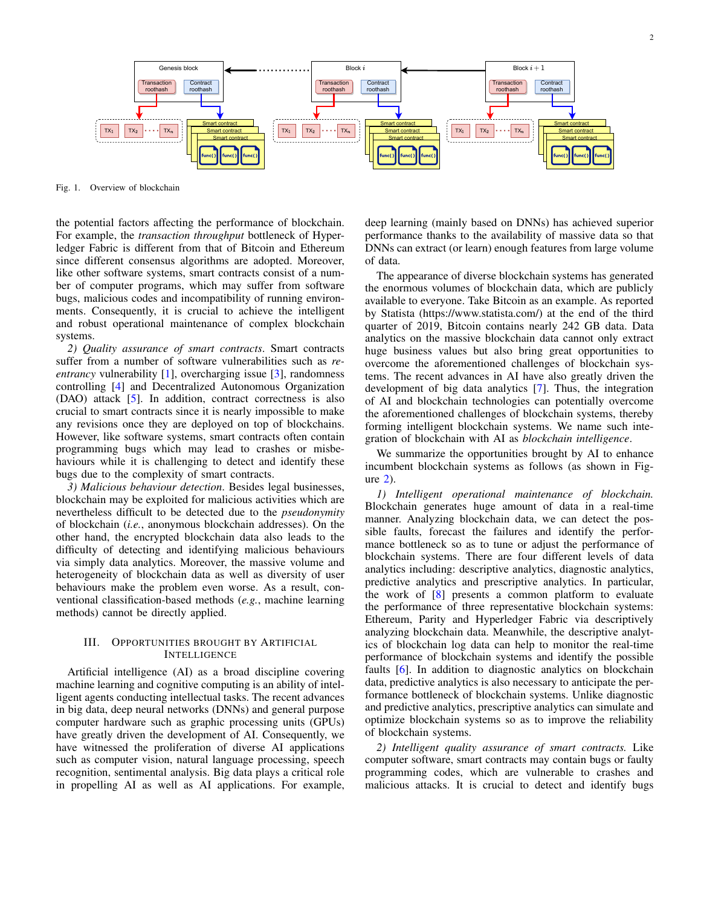Fig. 1. Overview of blockchain

the potential factors affecting the performance of blockchain. For example, the *transaction throughput* bottleneck of Hyperledger Fabric is different from that of Bitcoin and Ethereum since different consensus algorithms are adopted. Moreover, like other software systems, smart contracts consist of a number of computer programs, which may suffer from software bugs, malicious codes and incompatibility of running environments. Consequently, it is crucial to achieve the intelligent and robust operational maintenance of complex blockchain systems.

*2) Quality assurance of smart contracts.* Smart contracts suffer from a number of software vulnerabilities such as *re-entrancy* vulnerability [1], overcharging issue [3], randomness controlling [4] and Decentralized Autonomous Organization (DAO) attack [5]. In addition, contract correctness is also crucial to smart contracts since it is nearly impossible to make any revisions once they are deployed on top of blockchains. However, like software systems, smart contracts often contain programming bugs which may lead to crashes or misbehaviours while it is challenging to detect and identify these bugs due to the complexity of smart contracts.

*3) Malicious behaviour detection.* Besides legal businesses, blockchain may be exploited for malicious activities which are nevertheless difficult to be detected due to the *pseudonymity* of blockchain (*i.e.*, anonymous blockchain addresses). On the other hand, the encrypted blockchain data also leads to the difficulty of detecting and identifying malicious behaviours via simply data analytics. Moreover, the massive volume and heterogeneity of blockchain data as well as diversity of user behaviours make the problem even worse. As a result, conventional classification-based methods (*e.g.*, machine learning methods) cannot be directly applied.

## III. Opportunities Brought by Artificial Intelligence

Artificial intelligence (AI) as a broad discipline covering machine learning and cognitive computing is an ability of intelligent agents conducting intellectual tasks. The recent advances in big data, deep neural networks (DNNs) and general purpose computer hardware such as graphic processing units (GPUs) have greatly driven the development of AI. Consequently, we have witnessed the proliferation of diverse AI applications such as computer vision, natural language processing, speech recognition, sentimental analysis. Big data plays a critical role in propelling AI as well as AI applications. For example, deep learning (mainly based on DNNs) has achieved superior performance thanks to the availability of massive data so that DNNs can extract (or learn) enough features from large volume of data.

The appearance of diverse blockchain systems has generated the enormous volumes of blockchain data, which are publicly available to everyone. Take Bitcoin as an example. As reported by Statista (https://www.statista.com/) at the end of the third quarter of 2019, Bitcoin contains nearly 242 GB data. Data analytics on the massive blockchain data cannot only extract huge business values but also bring great opportunities to overcome the aforementioned challenges of blockchain systems. The recent advances in AI have also greatly driven the development of big data analytics [7]. Thus, the integration of AI and blockchain technologies can potentially overcome the aforementioned challenges of blockchain systems, thereby forming intelligent blockchain systems. We name such integration of blockchain with AI as *blockchain intelligence*.

We summarize the opportunities brought by AI to enhance incumbent blockchain systems as follows (as shown in Figure 2).

*1) Intelligent operational maintenance of blockchain.* Blockchain generates huge amount of data in a real-time manner. Analyzing blockchain data, we can detect the possible faults, forecast the failures and identify the performance bottleneck so as to tune or adjust the performance of blockchain systems. There are four different levels of data analytics including: descriptive analytics, diagnostic analytics, predictive analytics and prescriptive analytics. In particular, the work of [8] presents a common platform to evaluate the performance of three representative blockchain systems: Ethereum, Parity and Hyperledger Fabric via descriptively analyzing blockchain data. Meanwhile, the descriptive analytics of blockchain log data can help to monitor the real-time performance of blockchain systems and identify the possible faults [6]. In addition to diagnostic analytics on blockchain data, predictive analytics is also necessary to anticipate the performance bottleneck of blockchain systems. Unlike diagnostic and predictive analytics, prescriptive analytics can simulate and optimize blockchain systems so as to improve the reliability of blockchain systems.

*2) Intelligent quality assurance of smart contracts.* Like computer software, smart contracts may contain bugs or faulty programming codes, which are vulnerable to crashes and malicious attacks. It is crucial to detect and identify bugs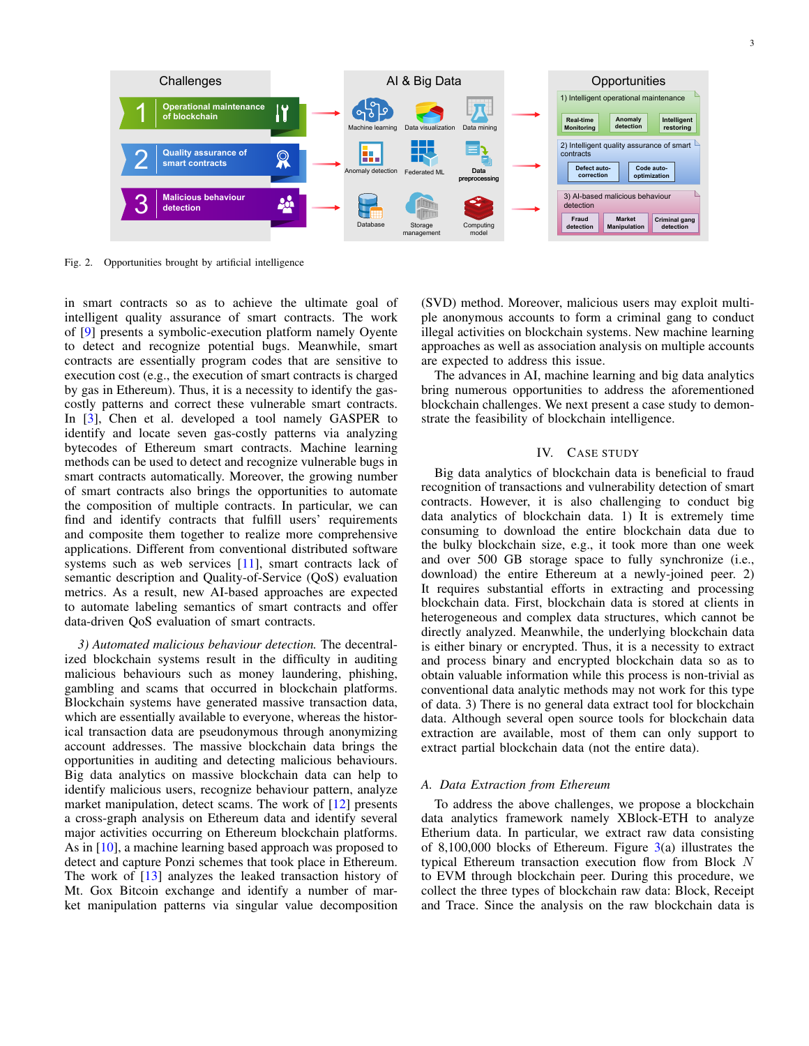Fig. 2.   Opportunities brought by artificial intelligence

in smart contracts so as to achieve the ultimate goal of intelligent quality assurance of smart contracts. The work of [9] presents a symbolic-execution platform namely Oyente to detect and recognize potential bugs. Meanwhile, smart contracts are essentially program codes that are sensitive to execution cost (e.g., the execution of smart contracts is charged by gas in Ethereum). Thus, it is a necessity to identify the gas-costly patterns and correct these vulnerable smart contracts. In [3], Chen et al. developed a tool namely GASPER to identify and locate seven gas-costly patterns via analyzing bytecodes of Ethereum smart contracts. Machine learning methods can be used to detect and recognize vulnerable bugs in smart contracts automatically. Moreover, the growing number of smart contracts also brings the opportunities to automate the composition of multiple contracts. In particular, we can find and identify contracts that fulfill users' requirements and composite them together to realize more comprehensive applications. Different from conventional distributed software systems such as web services [11], smart contracts lack of semantic description and Quality-of-Service (QoS) evaluation metrics. As a result, new AI-based approaches are expected to automate labeling semantics of smart contracts and offer data-driven QoS evaluation of smart contracts.

*3) Automated malicious behaviour detection.* The decentralized blockchain systems result in the difficulty in auditing malicious behaviours such as money laundering, phishing, gambling and scams that occurred in blockchain platforms. Blockchain systems have generated massive transaction data, which are essentially available to everyone, whereas the historical transaction data are pseudonymous through anonymizing account addresses. The massive blockchain data brings the opportunities in auditing and detecting malicious behaviours. Big data analytics on massive blockchain data can help to identify malicious users, recognize behaviour pattern, analyze market manipulation, detect scams. The work of [12] presents a cross-graph analysis on Ethereum data and identify several major activities occurring on Ethereum blockchain platforms. As in [10], a machine learning based approach was proposed to detect and capture Ponzi schemes that took place in Ethereum. The work of [13] analyzes the leaked transaction history of Mt. Gox Bitcoin exchange and identify a number of market manipulation patterns via singular value decomposition (SVD) method. Moreover, malicious users may exploit multiple anonymous accounts to form a criminal gang to conduct illegal activities on blockchain systems. New machine learning approaches as well as association analysis on multiple accounts are expected to address this issue.

The advances in AI, machine learning and big data analytics bring numerous opportunities to address the aforementioned blockchain challenges. We next present a case study to demonstrate the feasibility of blockchain intelligence.

## IV. Case Study

Big data analytics of blockchain data is beneficial to fraud recognition of transactions and vulnerability detection of smart contracts. However, it is also challenging to conduct big data analytics of blockchain data. 1) It is extremely time consuming to download the entire blockchain data due to the bulky blockchain size, e.g., it took more than one week and over 500 GB storage space to fully synchronize (i.e., download) the entire Ethereum at a newly-joined peer. 2) It requires substantial efforts in extracting and processing blockchain data. First, blockchain data is stored at clients in heterogeneous and complex data structures, which cannot be directly analyzed. Meanwhile, the underlying blockchain data is either binary or encrypted. Thus, it is a necessity to extract and process binary and encrypted blockchain data so as to obtain valuable information while this process is non-trivial as conventional data analytic methods may not work for this type of data. 3) There is no general data extract tool for blockchain data. Although several open source tools for blockchain data extraction are available, most of them can only support to extract partial blockchain data (not the entire data).

### A. Data Extraction from Ethereum

To address the above challenges, we propose a blockchain data analytics framework namely XBlock-ETH to analyze Etherium data. In particular, we extract raw data consisting of 8,100,000 blocks of Ethereum. Figure 3(a) illustrates the typical Ethereum transaction execution flow from Block $N$ to EVM through blockchain peer. During this procedure, we collect the three types of blockchain raw data: Block, Receipt and Trace. Since the analysis on the raw blockchain data is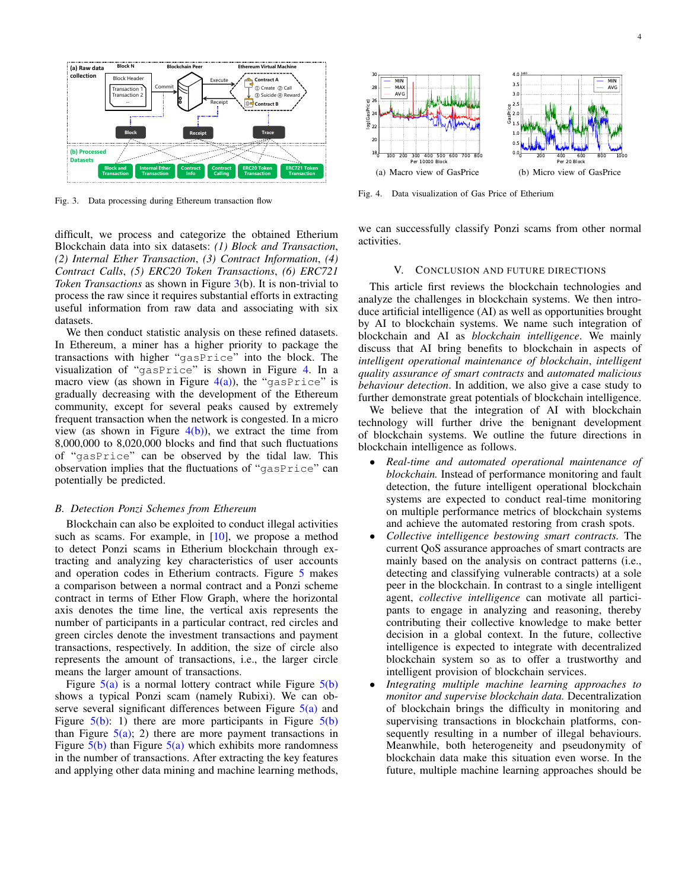Fig. 3. Data processing during Ethereum transaction flow

(a) Macro view of GasPrice (b) Micro view of GasPrice

Fig. 4. Data visualization of Gas Price of Etherium

difficult, we process and categorize the obtained Etherium Blockchain data into six datasets: *(1) Block and Transaction*, *(2) Internal Ether Transaction*, *(3) Contract Information*, *(4) Contract Calls*, *(5) ERC20 Token Transactions*, *(6) ERC721 Token Transactions* as shown in Figure 3(b). It is non-trivial to process the raw since it requires substantial efforts in extracting useful information from raw data and associating with six datasets.

We then conduct statistic analysis on these refined datasets. In Ethereum, a miner has a higher priority to package the transactions with higher "`gasPrice`" into the block. The visualization of "`gasPrice`" is shown in Figure 4. In a macro view (as shown in Figure 4(a)), the "`gasPrice`" is gradually decreasing with the development of the Ethereum community, except for several peaks caused by extremely frequent transaction when the network is congested. In a micro view (as shown in Figure 4(b)), we extract the time from 8,000,000 to 8,020,000 blocks and find that such fluctuations of "`gasPrice`" can be observed by the tidal law. This observation implies that the fluctuations of "`gasPrice`" can potentially be predicted.

### *B. Detection Ponzi Schemes from Ethereum*

Blockchain can also be exploited to conduct illegal activities such as scams. For example, in [10], we propose a method to detect Ponzi scams in Etherium blockchain through extracting and analyzing key characteristics of user accounts and operation codes in Etherium contracts. Figure 5 makes a comparison between a normal contract and a Ponzi scheme contract in terms of Ether Flow Graph, where the horizontal axis denotes the time line, the vertical axis represents the number of participants in a particular contract, red circles and green circles denote the investment transactions and payment transactions, respectively. In addition, the size of circle also represents the amount of transactions, i.e., the larger circle means the larger amount of transactions.

Figure 5(a) is a normal lottery contract while Figure 5(b) shows a typical Ponzi scam (namely Rubixi). We can observe several significant differences between Figure 5(a) and Figure 5(b): 1) there are more participants in Figure 5(b) than Figure 5(a); 2) there are more payment transactions in Figure 5(b) than Figure 5(a) which exhibits more randomness in the number of transactions. After extracting the key features and applying other data mining and machine learning methods, we can successfully classify Ponzi scams from other normal activities.

## V. Conclusion and Future Directions

This article first reviews the blockchain technologies and analyze the challenges in blockchain systems. We then introduce artificial intelligence (AI) as well as opportunities brought by AI to blockchain systems. We name such integration of blockchain and AI as *blockchain intelligence*. We mainly discuss that AI bring benefits to blockchain in aspects of *intelligent operational maintenance of blockchain*, *intelligent quality assurance of smart contracts* and *automated malicious behaviour detection*. In addition, we also give a case study to further demonstrate great potentials of blockchain intelligence.

We believe that the integration of AI with blockchain technology will further drive the benignant development of blockchain systems. We outline the future directions in blockchain intelligence as follows.

- *Real-time and automated operational maintenance of blockchain.* Instead of performance monitoring and fault detection, the future intelligent operational blockchain systems are expected to conduct real-time monitoring on multiple performance metrics of blockchain systems and achieve the automated restoring from crash spots.
- *Collective intelligence bestowing smart contracts.* The current QoS assurance approaches of smart contracts are mainly based on the analysis on contract patterns (i.e., detecting and classifying vulnerable contracts) at a sole peer in the blockchain. In contrast to a single intelligent agent, *collective intelligence* can motivate all participants to engage in analyzing and reasoning, thereby contributing their collective knowledge to make better decision in a global context. In the future, collective intelligence is expected to integrate with decentralized blockchain system so as to offer a trustworthy and intelligent provision of blockchain services.
- *Integrating multiple machine learning approaches to monitor and supervise blockchain data.* Decentralization of blockchain brings the difficulty in monitoring and supervising transactions in blockchain platforms, consequently resulting in a number of illegal behaviours. Meanwhile, both heterogeneity and pseudonymity of blockchain data make this situation even worse. In the future, multiple machine learning approaches should be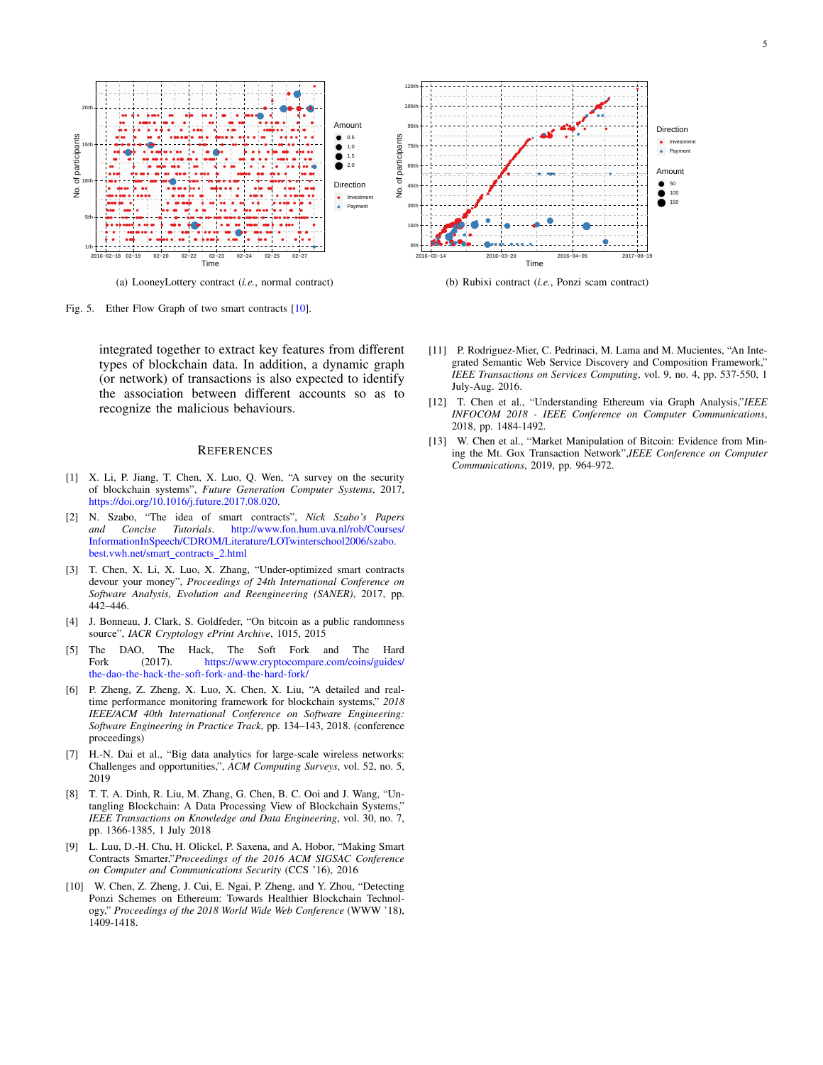No. of participants

20th

15th

10th

5th

1th

2016−02−18 02−19 02−20 02−22 02−23 02−24 02−25 02−27

Time

Amount

0.5

1.0

1.5

2.0

Direction

Investment

Payment

(a) LooneyLottery contract (*i.e.*, normal contract)

No. of participants

120th

105th

90th

75th

60th

45th

30th

15th

0th

2016−03−14 2016−03−20 2016−04−05 2017−08−19

Time

Direction

Investment

Payment

Amount

50

100

150

(b) Rubixi contract (*i.e.*, Ponzi scam contract)

Fig. 5. Ether Flow Graph of two smart contracts [10].

integrated together to extract key features from different types of blockchain data. In addition, a dynamic graph (or network) of transactions is also expected to identify the association between different accounts so as to recognize the malicious behaviours.

## REFERENCES

[1] X. Li, P. Jiang, T. Chen, X. Luo, Q. Wen, "A survey on the security of blockchain systems", *Future Generation Computer Systems*, 2017, https://doi.org/10.1016/j.future.2017.08.020.

[2] N. Szabo, "The idea of smart contracts", *Nick Szabo's Papers and Concise Tutorials*. http://www.fon.hum.uva.nl/rob/Courses/InformationInSpeech/CDROM/Literature/LOTwinterschool2006/szabo.best.vwh.net/smart_contracts_2.html

[3] T. Chen, X. Li, X. Luo, X. Zhang, "Under-optimized smart contracts devour your money", *Proceedings of 24th International Conference on Software Analysis, Evolution and Reengineering (SANER)*, 2017, pp. 442–446.

[4] J. Bonneau, J. Clark, S. Goldfeder, "On bitcoin as a public randomness source", *IACR Cryptology ePrint Archive*, 1015, 2015

[5] The DAO, The Hack, The Soft Fork and The Hard Fork (2017). https://www.cryptocompare.com/coins/guides/the-dao-the-hack-the-soft-fork-and-the-hard-fork/

[6] P. Zheng, Z. Zheng, X. Luo, X. Chen, X. Liu, "A detailed and real-time performance monitoring framework for blockchain systems," *2018 IEEE/ACM 40th International Conference on Software Engineering: Software Engineering in Practice Track*, pp. 134–143, 2018. (conference proceedings)

[7] H.-N. Dai et al., "Big data analytics for large-scale wireless networks: Challenges and opportunities,", *ACM Computing Surveys*, vol. 52, no. 5, 2019

[8] T. T. A. Dinh, R. Liu, M. Zhang, G. Chen, B. C. Ooi and J. Wang, "Untangling Blockchain: A Data Processing View of Blockchain Systems," *IEEE Transactions on Knowledge and Data Engineering*, vol. 30, no. 7, pp. 1366-1385, 1 July 2018

[9] L. Luu, D.-H. Chu, H. Olickel, P. Saxena, and A. Hobor, "Making Smart Contracts Smarter,"*Proceedings of the 2016 ACM SIGSAC Conference on Computer and Communications Security* (CCS '16), 2016

[10] W. Chen, Z. Zheng, J. Cui, E. Ngai, P. Zheng, and Y. Zhou, "Detecting Ponzi Schemes on Ethereum: Towards Healthier Blockchain Technology," *Proceedings of the 2018 World Wide Web Conference* (WWW '18), 1409-1418.

[11] P. Rodriguez-Mier, C. Pedrinaci, M. Lama and M. Mucientes, "An Integrated Semantic Web Service Discovery and Composition Framework," *IEEE Transactions on Services Computing*, vol. 9, no. 4, pp. 537-550, 1 July-Aug. 2016.

[12] T. Chen et al., "Understanding Ethereum via Graph Analysis,"*IEEE INFOCOM 2018 - IEEE Conference on Computer Communications*, 2018, pp. 1484-1492.

[13] W. Chen et al., "Market Manipulation of Bitcoin: Evidence from Mining the Mt. Gox Transaction Network",*IEEE Conference on Computer Communications*, 2019, pp. 964-972.